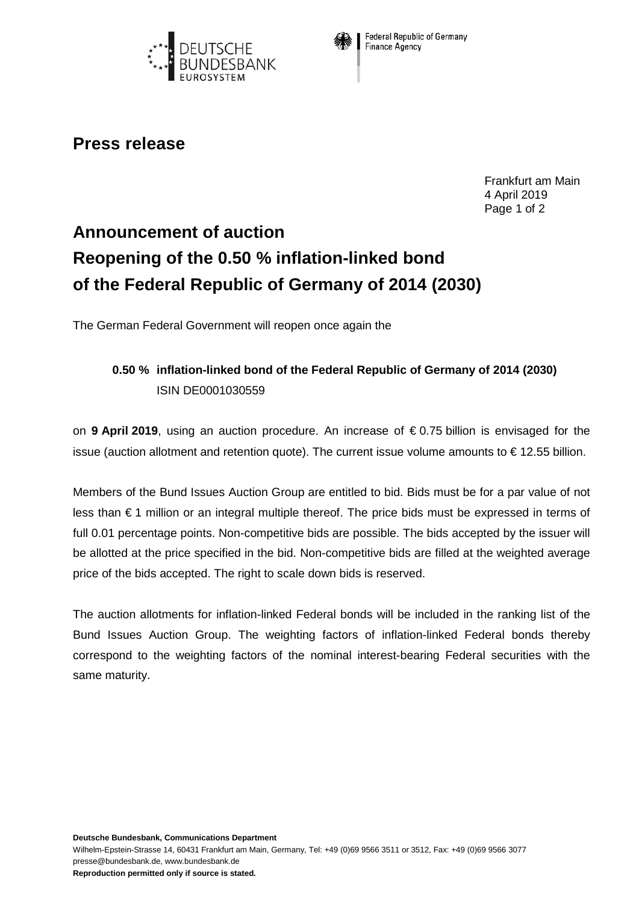Federal Republic of Germany
Finance Agency

# Press release

Frankfurt am Main
4 April 2019

# Announcement of auction
# Reopening of the 0.50 % inflation-linked bond of the Federal Republic of Germany of 2014 (2030)

The German Federal Government will reopen once again the

**0.50 % inflation-linked bond of the Federal Republic of Germany of 2014 (2030)**
ISIN DE0001030559

on **9 April 2019**, using an auction procedure. An increase of € 0.75 billion is envisaged for the issue (auction allotment and retention quote). The current issue volume amounts to € 12.55 billion.

Members of the Bund Issues Auction Group are entitled to bid. Bids must be for a par value of not less than € 1 million or an integral multiple thereof. The price bids must be expressed in terms of full 0.01 percentage points. Non-competitive bids are possible. The bids accepted by the issuer will be allotted at the price specified in the bid. Non-competitive bids are filled at the weighted average price of the bids accepted. The right to scale down bids is reserved.

The auction allotments for inflation-linked Federal bonds will be included in the ranking list of the Bund Issues Auction Group. The weighting factors of inflation-linked Federal bonds thereby correspond to the weighting factors of the nominal interest-bearing Federal securities with the same maturity.

**Deutsche Bundesbank, Communications Department**
Wilhelm-Epstein-Strasse 14, 60431 Frankfurt am Main, Germany, Tel: +49 (0)69 9566 3511 or 3512, Fax: +49 (0)69 9566 3077
presse@bundesbank.de, www.bundesbank.de
**Reproduction permitted only if source is stated.**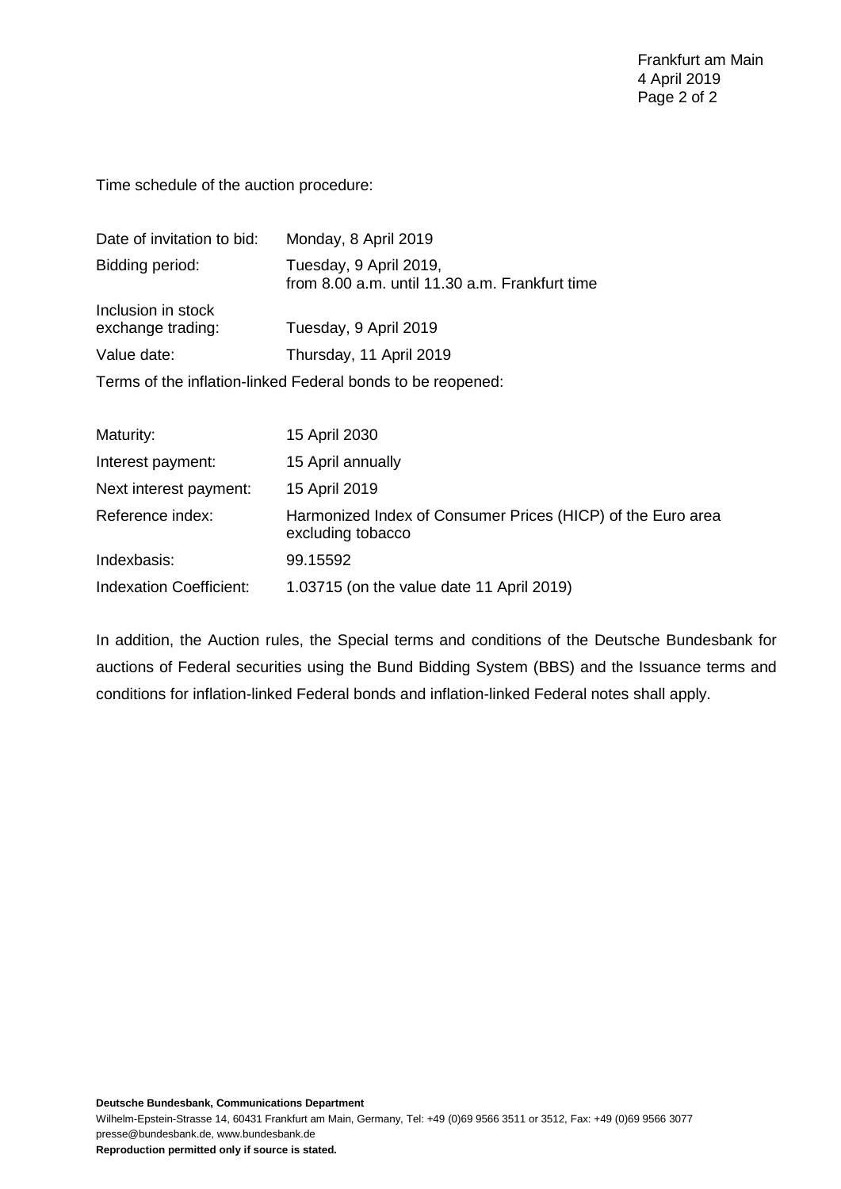Time schedule of the auction procedure:

| | |
|---|---|
| Date of invitation to bid: | Monday, 8 April 2019 |
| Bidding period: | Tuesday, 9 April 2019, from 8.00 a.m. until 11.30 a.m. Frankfurt time |
| Inclusion in stock exchange trading: | Tuesday, 9 April 2019 |
| Value date: | Thursday, 11 April 2019 |

Terms of the inflation-linked Federal bonds to be reopened:

| | |
|---|---|
| Maturity: | 15 April 2030 |
| Interest payment: | 15 April annually |
| Next interest payment: | 15 April 2019 |
| Reference index: | Harmonized Index of Consumer Prices (HICP) of the Euro area excluding tobacco |
| Indexbasis: | 99.15592 |
| Indexation Coefficient: | 1.03715 (on the value date 11 April 2019) |

In addition, the Auction rules, the Special terms and conditions of the Deutsche Bundesbank for auctions of Federal securities using the Bund Bidding System (BBS) and the Issuance terms and conditions for inflation-linked Federal bonds and inflation-linked Federal notes shall apply.

**Deutsche Bundesbank, Communications Department**
Wilhelm-Epstein-Strasse 14, 60431 Frankfurt am Main, Germany, Tel: +49 (0)69 9566 3511 or 3512, Fax: +49 (0)69 9566 3077
presse@bundesbank.de, www.bundesbank.de
**Reproduction permitted only if source is stated.**